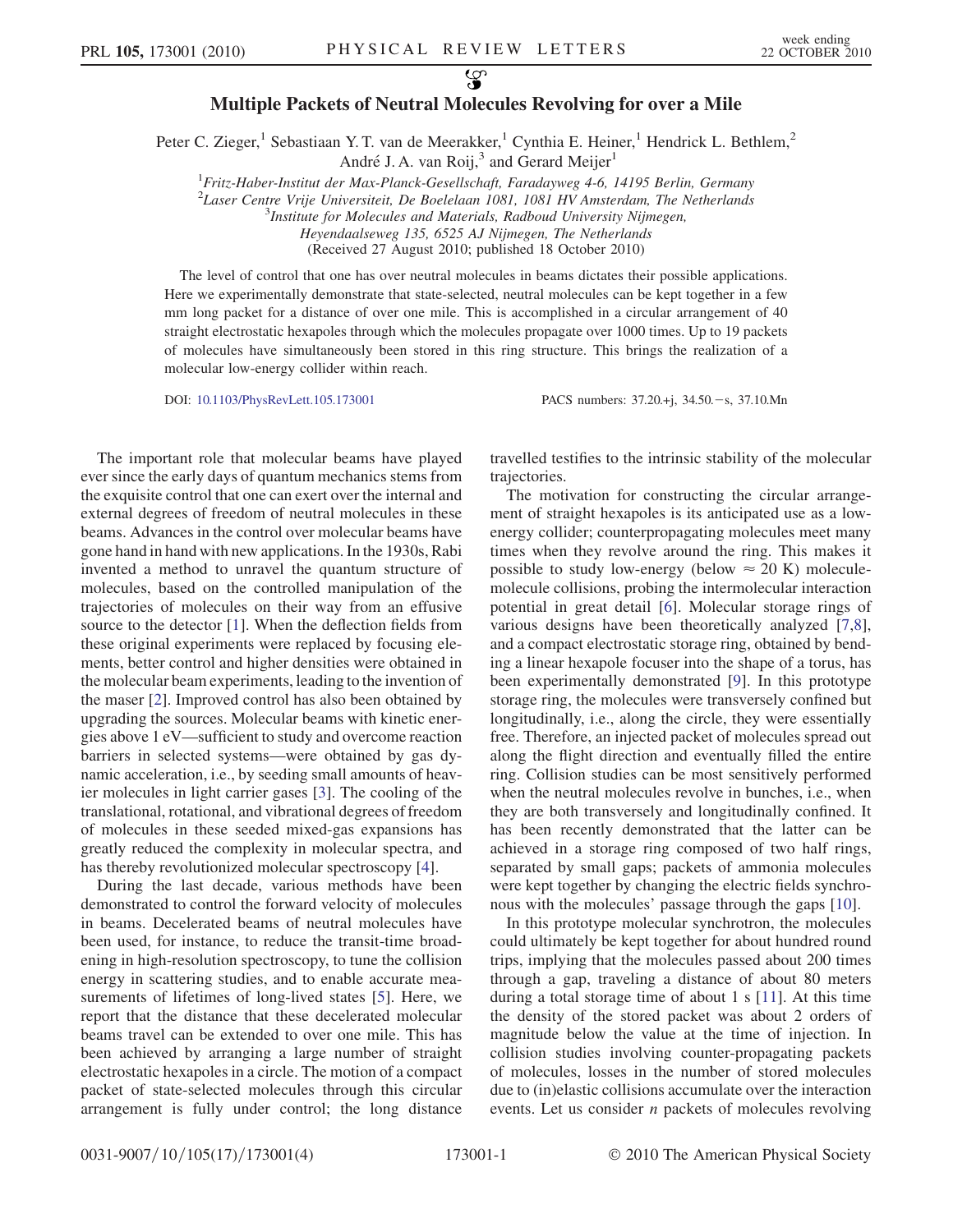# Multiple Packets of Neutral Molecules Revolving for over a Mile

Peter C. Zieger,[1] Sebastiaan Y. T. van de Meerakker,[1] Cynthia E. Heiner,[1] Hendrick L. Bethlem,[2] André J. A. van Roij,[3] and Gerard Meijer[1]

[1]*Fritz-Haber-Institut der Max-Planck-Gesellschaft, Faradayweg 4-6, 14195 Berlin, Germany*
[2]*Laser Centre Vrije Universiteit, De Boelelaan 1081, 1081 HV Amsterdam, The Netherlands*
[3]*Institute for Molecules and Materials, Radboud University Nijmegen, Heyendaalseweg 135, 6525 AJ Nijmegen, The Netherlands*
(Received 27 August 2010; published 18 October 2010)

The level of control that one has over neutral molecules in beams dictates their possible applications. Here we experimentally demonstrate that state-selected, neutral molecules can be kept together in a few mm long packet for a distance of over one mile. This is accomplished in a circular arrangement of 40 straight electrostatic hexapoles through which the molecules propagate over 1000 times. Up to 19 packets of molecules have simultaneously been stored in this ring structure. This brings the realization of a molecular low-energy collider within reach.

DOI: 10.1103/PhysRevLett.105.173001 PACS numbers: 37.20.+j, 34.50.−s, 37.10.Mn

The important role that molecular beams have played ever since the early days of quantum mechanics stems from the exquisite control that one can exert over the internal and external degrees of freedom of neutral molecules in these beams. Advances in the control over molecular beams have gone hand in hand with new applications. In the 1930s, Rabi invented a method to unravel the quantum structure of molecules, based on the controlled manipulation of the trajectories of molecules on their way from an effusive source to the detector [1]. When the deflection fields from these original experiments were replaced by focusing elements, better control and higher densities were obtained in the molecular beam experiments, leading to the invention of the maser [2]. Improved control has also been obtained by upgrading the sources. Molecular beams with kinetic energies above 1 eV—sufficient to study and overcome reaction barriers in selected systems—were obtained by gas dynamic acceleration, i.e., by seeding small amounts of heavier molecules in light carrier gases [3]. The cooling of the translational, rotational, and vibrational degrees of freedom of molecules in these seeded mixed-gas expansions has greatly reduced the complexity in molecular spectra, and has thereby revolutionized molecular spectroscopy [4].

During the last decade, various methods have been demonstrated to control the forward velocity of molecules in beams. Decelerated beams of neutral molecules have been used, for instance, to reduce the transit-time broadening in high-resolution spectroscopy, to tune the collision energy in scattering studies, and to enable accurate measurements of lifetimes of long-lived states [5]. Here, we report that the distance that these decelerated molecular beams travel can be extended to over one mile. This has been achieved by arranging a large number of straight electrostatic hexapoles in a circle. The motion of a compact packet of state-selected molecules through this circular arrangement is fully under control; the long distance travelled testifies to the intrinsic stability of the molecular trajectories.

The motivation for constructing the circular arrangement of straight hexapoles is its anticipated use as a low-energy collider; counterpropagating molecules meet many times when they revolve around the ring. This makes it possible to study low-energy (below $\approx 20$ K) molecule-molecule collisions, probing the intermolecular interaction potential in great detail [6]. Molecular storage rings of various designs have been theoretically analyzed [7,8], and a compact electrostatic storage ring, obtained by bending a linear hexapole focuser into the shape of a torus, has been experimentally demonstrated [9]. In this prototype storage ring, the molecules were transversely confined but longitudinally, i.e., along the circle, they were essentially free. Therefore, an injected packet of molecules spread out along the flight direction and eventually filled the entire ring. Collision studies can be most sensitively performed when the neutral molecules revolve in bunches, i.e., when they are both transversely and longitudinally confined. It has been recently demonstrated that the latter can be achieved in a storage ring composed of two half rings, separated by small gaps; packets of ammonia molecules were kept together by changing the electric fields synchronous with the molecules' passage through the gaps [10].

In this prototype molecular synchrotron, the molecules could ultimately be kept together for about hundred round trips, implying that the molecules passed about 200 times through a gap, traveling a distance of about 80 meters during a total storage time of about 1 s [11]. At this time the density of the stored packet was about 2 orders of magnitude below the value at the time of injection. In collision studies involving counter-propagating packets of molecules, losses in the number of stored molecules due to (in)elastic collisions accumulate over the interaction events. Let us consider $n$ packets of molecules revolving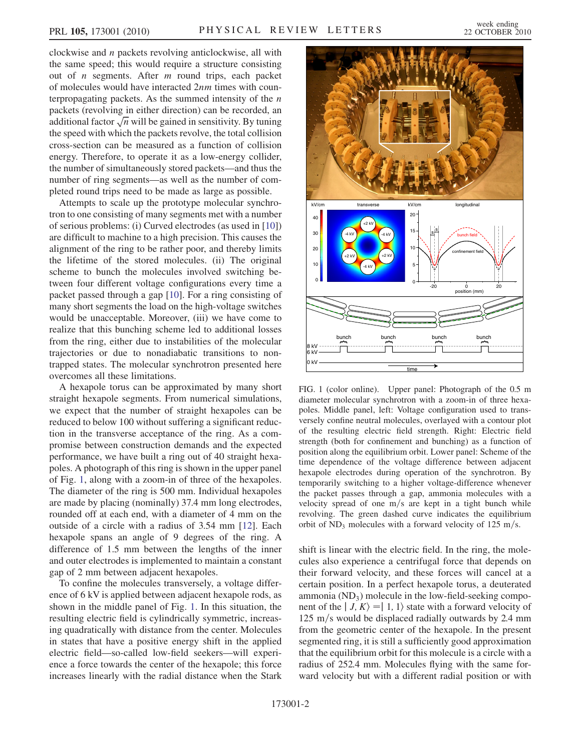clockwise and $n$ packets revolving anticlockwise, all with the same speed; this would require a structure consisting out of $n$ segments. After $m$ round trips, each packet of molecules would have interacted $2nm$ times with counterpropagating packets. As the summed intensity of the $n$ packets (revolving in either direction) can be recorded, an additional factor $\sqrt{n}$ will be gained in sensitivity. By tuning the speed with which the packets revolve, the total collision cross-section can be measured as a function of collision energy. Therefore, to operate it as a low-energy collider, the number of simultaneously stored packets—and thus the number of ring segments—as well as the number of completed round trips need to be made as large as possible.

Attempts to scale up the prototype molecular synchrotron to one consisting of many segments met with a number of serious problems: (i) Curved electrodes (as used in [10]) are difficult to machine to a high precision. This causes the alignment of the ring to be rather poor, and thereby limits the lifetime of the stored molecules. (ii) The original scheme to bunch the molecules involved switching between four different voltage configurations every time a packet passed through a gap [10]. For a ring consisting of many short segments the load on the high-voltage switches would be unacceptable. Moreover, (iii) we have come to realize that this bunching scheme led to additional losses from the ring, either due to instabilities of the molecular trajectories or due to nonadiabatic transitions to nontrapped states. The molecular synchrotron presented here overcomes all these limitations.

A hexapole torus can be approximated by many short straight hexapole segments. From numerical simulations, we expect that the number of straight hexapoles can be reduced to below 100 without suffering a significant reduction in the transverse acceptance of the ring. As a compromise between construction demands and the expected performance, we have built a ring out of 40 straight hexapoles. A photograph of this ring is shown in the upper panel of Fig. 1, along with a zoom-in of three of the hexapoles. The diameter of the ring is 500 mm. Individual hexapoles are made by placing (nominally) 37.4 mm long electrodes, rounded off at each end, with a diameter of 4 mm on the outside of a circle with a radius of 3.54 mm [12]. Each hexapole spans an angle of 9 degrees of the ring. A difference of 1.5 mm between the lengths of the inner and outer electrodes is implemented to maintain a constant gap of 2 mm between adjacent hexapoles.

To confine the molecules transversely, a voltage difference of 6 kV is applied between adjacent hexapole rods, as shown in the middle panel of Fig. 1. In this situation, the resulting electric field is cylindrically symmetric, increasing quadratically with distance from the center. Molecules in states that have a positive energy shift in the applied electric field—so-called low-field seekers—will experience a force towards the center of the hexapole; this force increases linearly with the radial distance when the Stark

FIG. 1 (color online). Upper panel: Photograph of the 0.5 m diameter molecular synchrotron with a zoom-in of three hexapoles. Middle panel, left: Voltage configuration used to transversely confine neutral molecules, overlayed with a contour plot of the resulting electric field strength. Right: Electric field strength (both for confinement and bunching) as a function of position along the equilibrium orbit. Lower panel: Scheme of the time dependence of the voltage difference between adjacent hexapole electrodes during operation of the synchrotron. By temporarily switching to a higher voltage-difference whenever the packet passes through a gap, ammonia molecules with a velocity spread of one m/s are kept in a tight bunch while revolving. The green dashed curve indicates the equilibrium orbit of $ND_3$ molecules with a forward velocity of 125 m/s.

shift is linear with the electric field. In the ring, the molecules also experience a centrifugal force that depends on their forward velocity, and these forces will cancel at a certain position. In a perfect hexapole torus, a deuterated ammonia ($ND_3$) molecule in the low-field-seeking component of the $|J, K\rangle = |1, 1\rangle$ state with a forward velocity of 125 m/s would be displaced radially outwards by 2.4 mm from the geometric center of the hexapole. In the present segmented ring, it is still a sufficiently good approximation that the equilibrium orbit for this molecule is a circle with a radius of 252.4 mm. Molecules flying with the same forward velocity but with a different radial position or with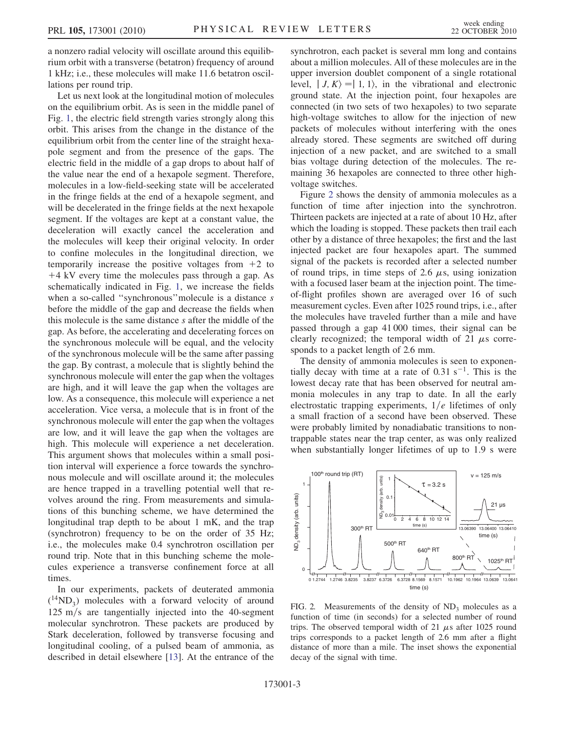a nonzero radial velocity will oscillate around this equilibrium orbit with a transverse (betatron) frequency of around 1 kHz; i.e., these molecules will make 11.6 betatron oscillations per round trip.

Let us next look at the longitudinal motion of molecules on the equilibrium orbit. As is seen in the middle panel of Fig. 1, the electric field strength varies strongly along this orbit. This arises from the change in the distance of the equilibrium orbit from the center line of the straight hexapole segment and from the presence of the gaps. The electric field in the middle of a gap drops to about half of the value near the end of a hexapole segment. Therefore, molecules in a low-field-seeking state will be accelerated in the fringe fields at the end of a hexapole segment, and will be decelerated in the fringe fields at the next hexapole segment. If the voltages are kept at a constant value, the deceleration will exactly cancel the acceleration and the molecules will keep their original velocity. In order to confine molecules in the longitudinal direction, we temporarily increase the positive voltages from +2 to +4 kV every time the molecules pass through a gap. As schematically indicated in Fig. 1, we increase the fields when a so-called "synchronous" molecule is a distance $s$ before the middle of the gap and decrease the fields when this molecule is the same distance $s$ after the middle of the gap. As before, the accelerating and decelerating forces on the synchronous molecule will be equal, and the velocity of the synchronous molecule will be the same after passing the gap. By contrast, a molecule that is slightly behind the synchronous molecule will enter the gap when the voltages are high, and it will leave the gap when the voltages are low. As a consequence, this molecule will experience a net acceleration. Vice versa, a molecule that is in front of the synchronous molecule will enter the gap when the voltages are low, and it will leave the gap when the voltages are high. This molecule will experience a net deceleration. This argument shows that molecules within a small position interval will experience a force towards the synchronous molecule and will oscillate around it; the molecules are hence trapped in a travelling potential well that revolves around the ring. From measurements and simulations of this bunching scheme, we have determined the longitudinal trap depth to be about 1 mK, and the trap (synchrotron) frequency to be on the order of 35 Hz; i.e., the molecules make 0.4 synchrotron oscillation per round trip. Note that in this bunching scheme the molecules experience a transverse confinement force at all times.

In our experiments, packets of deuterated ammonia ($^{14}ND_3$) molecules with a forward velocity of around 125 m/s are tangentially injected into the 40-segment molecular synchrotron. These packets are produced by Stark deceleration, followed by transverse focusing and longitudinal cooling, of a pulsed beam of ammonia, as described in detail elsewhere [13]. At the entrance of the synchrotron, each packet is several mm long and contains about a million molecules. All of these molecules are in the upper inversion doublet component of a single rotational level, $|J, K\rangle = |1, 1\rangle$, in the vibrational and electronic ground state. At the injection point, four hexapoles are connected (in two sets of two hexapoles) to two separate high-voltage switches to allow for the injection of new packets of molecules without interfering with the ones already stored. These segments are switched off during injection of a new packet, and are switched to a small bias voltage during detection of the molecules. The remaining 36 hexapoles are connected to three other high-voltage switches.

Figure 2 shows the density of ammonia molecules as a function of time after injection into the synchrotron. Thirteen packets are injected at a rate of about 10 Hz, after which the loading is stopped. These packets then trail each other by a distance of three hexapoles; the first and the last injected packet are four hexapoles apart. The summed signal of the packets is recorded after a selected number of round trips, in time steps of 2.6 $\mu$s, using ionization with a focused laser beam at the injection point. The time-of-flight profiles shown are averaged over 16 of such measurement cycles. Even after 1025 round trips, i.e., after the molecules have traveled further than a mile and have passed through a gap 41 000 times, their signal can be clearly recognized; the temporal width of 21 $\mu$s corresponds to a packet length of 2.6 mm.

The density of ammonia molecules is seen to exponentially decay with time at a rate of 0.31 s$^{-1}$. This is the lowest decay rate that has been observed for neutral ammonia molecules in any trap to date. In all the early electrostatic trapping experiments, $1/e$ lifetimes of only a small fraction of a second have been observed. These were probably limited by nonadiabatic transitions to nontrappable states near the trap center, as was only realized when substantially longer lifetimes of up to 1.9 s were

FIG. 2. Measurements of the density of $ND_3$ molecules as a function of time (in seconds) for a selected number of round trips. The observed temporal width of 21 $\mu$s after 1025 round trips corresponds to a packet length of 2.6 mm after a flight distance of more than a mile. The inset shows the exponential decay of the signal with time.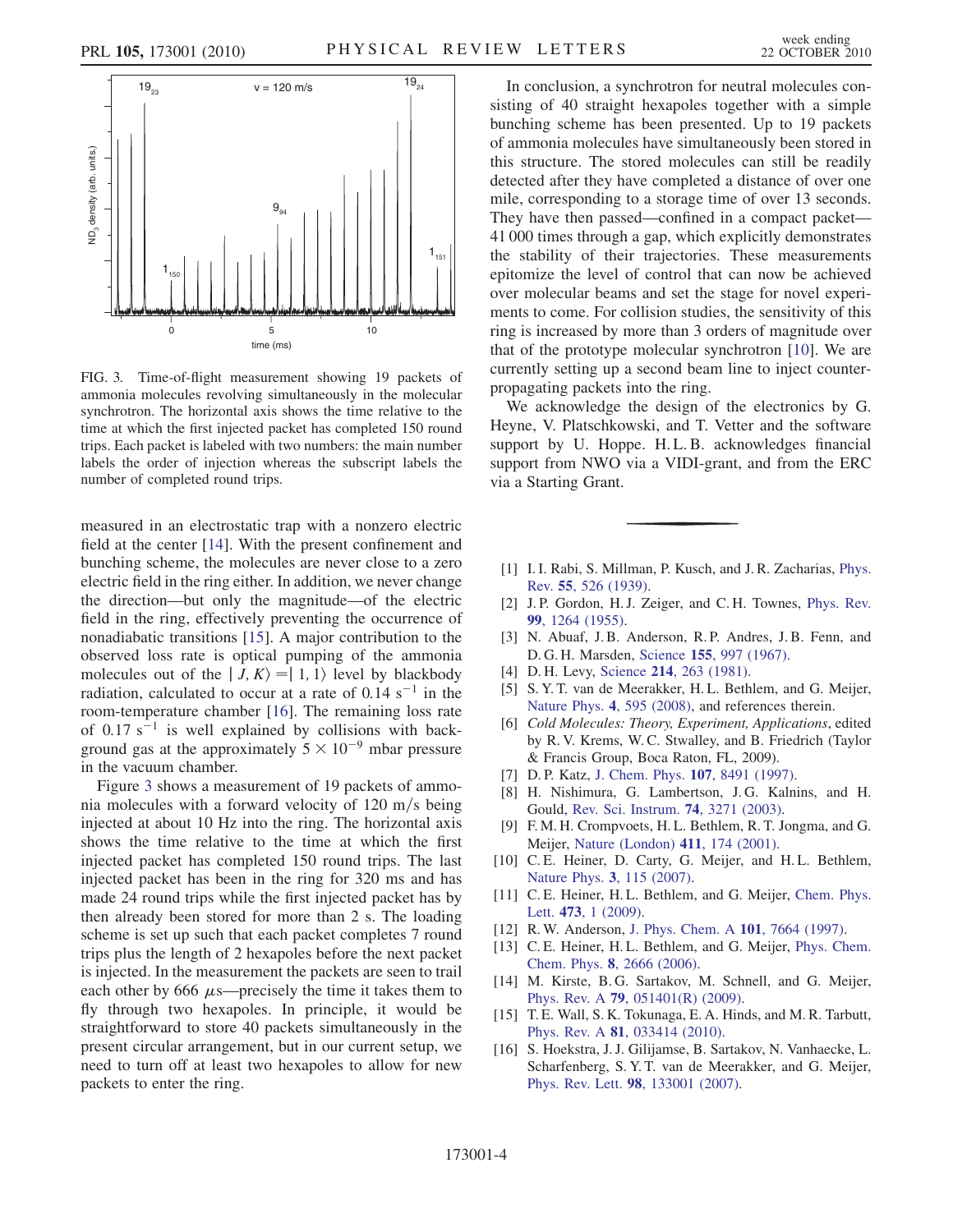$19_{23}$

v = 120 m/s

$19_{24}$

$9_{94}$

$1_{150}$

$1_{151}$

$ND_3$ density (arb. units)

0

5

10

time (ms)

FIG. 3. Time-of-flight measurement showing 19 packets of ammonia molecules revolving simultaneously in the molecular synchrotron. The horizontal axis shows the time relative to the time at which the first injected packet has completed 150 round trips. Each packet is labeled with two numbers: the main number labels the order of injection whereas the subscript labels the number of completed round trips.

measured in an electrostatic trap with a nonzero electric field at the center [14]. With the present confinement and bunching scheme, the molecules are never close to a zero electric field in the ring either. In addition, we never change the direction—but only the magnitude—of the electric field in the ring, effectively preventing the occurrence of nonadiabatic transitions [15]. A major contribution to the observed loss rate is optical pumping of the ammonia molecules out of the $|J, K\rangle = |1, 1\rangle$ level by blackbody radiation, calculated to occur at a rate of $0.14\ s^{-1}$ in the room-temperature chamber [16]. The remaining loss rate of $0.17\ s^{-1}$ is well explained by collisions with background gas at the approximately $5 \times 10^{-9}$ mbar pressure in the vacuum chamber.

Figure 3 shows a measurement of 19 packets of ammonia molecules with a forward velocity of 120 m/s being injected at about 10 Hz into the ring. The horizontal axis shows the time relative to the time at which the first injected packet has completed 150 round trips. The last injected packet has been in the ring for 320 ms and has made 24 round trips while the first injected packet has by then already been stored for more than 2 s. The loading scheme is set up such that each packet completes 7 round trips plus the length of 2 hexapoles before the next packet is injected. In the measurement the packets are seen to trail each other by 666 $\mu$s—precisely the time it takes them to fly through two hexapoles. In principle, it would be straightforward to store 40 packets simultaneously in the present circular arrangement, but in our current setup, we need to turn off at least two hexapoles to allow for new packets to enter the ring.

In conclusion, a synchrotron for neutral molecules consisting of 40 straight hexapoles together with a simple bunching scheme has been presented. Up to 19 packets of ammonia molecules have simultaneously been stored in this structure. The stored molecules can still be readily detected after they have completed a distance of over one mile, corresponding to a storage time of over 13 seconds. They have then passed—confined in a compact packet—41 000 times through a gap, which explicitly demonstrates the stability of their trajectories. These measurements epitomize the level of control that can now be achieved over molecular beams and set the stage for novel experiments to come. For collision studies, the sensitivity of this ring is increased by more than 3 orders of magnitude over that of the prototype molecular synchrotron [10]. We are currently setting up a second beam line to inject counter-propagating packets into the ring.

We acknowledge the design of the electronics by G. Heyne, V. Platschkowski, and T. Vetter and the software support by U. Hoppe. H. L. B. acknowledges financial support from NWO via a VIDI-grant, and from the ERC via a Starting Grant.

---

[1] I. I. Rabi, S. Millman, P. Kusch, and J. R. Zacharias, Phys. Rev. **55**, 526 (1939).

[2] J. P. Gordon, H. J. Zeiger, and C. H. Townes, Phys. Rev. **99**, 1264 (1955).

[3] N. Abuaf, J. B. Anderson, R. P. Andres, J. B. Fenn, and D. G. H. Marsden, Science **155**, 997 (1967).

[4] D. H. Levy, Science **214**, 263 (1981).

[5] S. Y. T. van de Meerakker, H. L. Bethlem, and G. Meijer, Nature Phys. **4**, 595 (2008), and references therein.

[6] *Cold Molecules: Theory, Experiment, Applications*, edited by R. V. Krems, W. C. Stwalley, and B. Friedrich (Taylor & Francis Group, Boca Raton, FL, 2009).

[7] D. P. Katz, J. Chem. Phys. **107**, 8491 (1997).

[8] H. Nishimura, G. Lambertson, J. G. Kalnins, and H. Gould, Rev. Sci. Instrum. **74**, 3271 (2003).

[9] F. M. H. Crompvoets, H. L. Bethlem, R. T. Jongma, and G. Meijer, Nature (London) **411**, 174 (2001).

[10] C. E. Heiner, D. Carty, G. Meijer, and H. L. Bethlem, Nature Phys. **3**, 115 (2007).

[11] C. E. Heiner, H. L. Bethlem, and G. Meijer, Chem. Phys. Lett. **473**, 1 (2009).

[12] R. W. Anderson, J. Phys. Chem. A **101**, 7664 (1997).

[13] C. E. Heiner, H. L. Bethlem, and G. Meijer, Phys. Chem. Chem. Phys. **8**, 2666 (2006).

[14] M. Kirste, B. G. Sartakov, M. Schnell, and G. Meijer, Phys. Rev. A **79**, 051401(R) (2009).

[15] T. E. Wall, S. K. Tokunaga, E. A. Hinds, and M. R. Tarbutt, Phys. Rev. A **81**, 033414 (2010).

[16] S. Hoekstra, J. J. Gilijamse, B. Sartakov, N. Vanhaecke, L. Scharfenberg, S. Y. T. van de Meerakker, and G. Meijer, Phys. Rev. Lett. **98**, 133001 (2007).